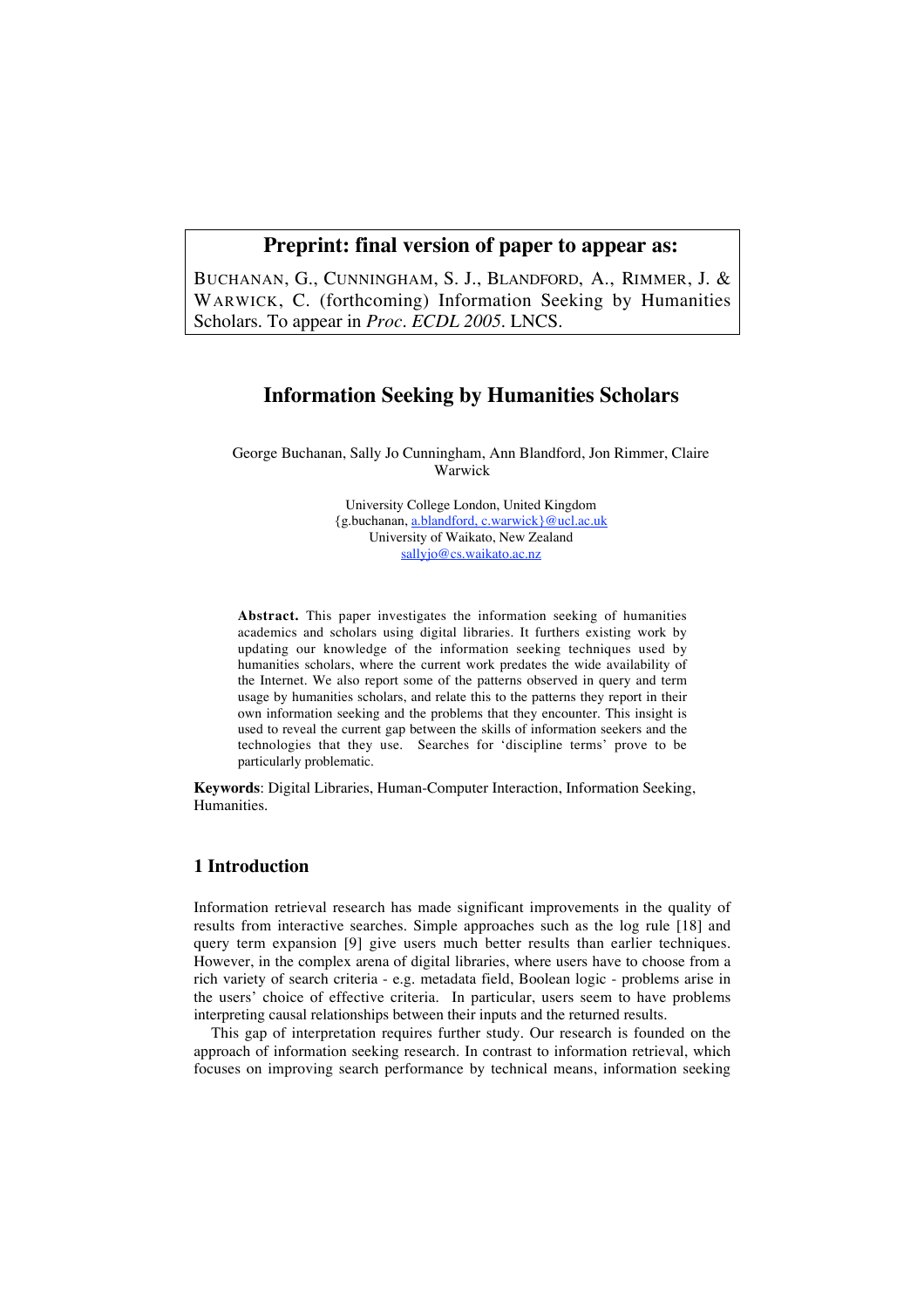**Preprint: final version of paper to appear as:**

BUCHANAN, G., CUNNINGHAM, S. J., BLANDFORD, A., RIMMER, J. & WARWICK, C. (forthcoming) Information Seeking by Humanities Scholars. To appear in *Proc. ECDL 2005*. LNCS.

# Information Seeking by Humanities Scholars

George Buchanan, Sally Jo Cunningham, Ann Blandford, Jon Rimmer, Claire Warwick

University College London, United Kingdom
{g.buchanan, a.blandford, c.warwick}@ucl.ac.uk
University of Waikato, New Zealand
sallyjo@cs.waikato.ac.nz

**Abstract.** This paper investigates the information seeking of humanities academics and scholars using digital libraries. It furthers existing work by updating our knowledge of the information seeking techniques used by humanities scholars, where the current work predates the wide availability of the Internet. We also report some of the patterns observed in query and term usage by humanities scholars, and relate this to the patterns they report in their own information seeking and the problems that they encounter. This insight is used to reveal the current gap between the skills of information seekers and the technologies that they use. Searches for 'discipline terms' prove to be particularly problematic.

**Keywords**: Digital Libraries, Human-Computer Interaction, Information Seeking, Humanities.

## 1 Introduction

Information retrieval research has made significant improvements in the quality of results from interactive searches. Simple approaches such as the log rule [18] and query term expansion [9] give users much better results than earlier techniques. However, in the complex arena of digital libraries, where users have to choose from a rich variety of search criteria - e.g. metadata field, Boolean logic - problems arise in the users' choice of effective criteria. In particular, users seem to have problems interpreting causal relationships between their inputs and the returned results.

This gap of interpretation requires further study. Our research is founded on the approach of information seeking research. In contrast to information retrieval, which focuses on improving search performance by technical means, information seeking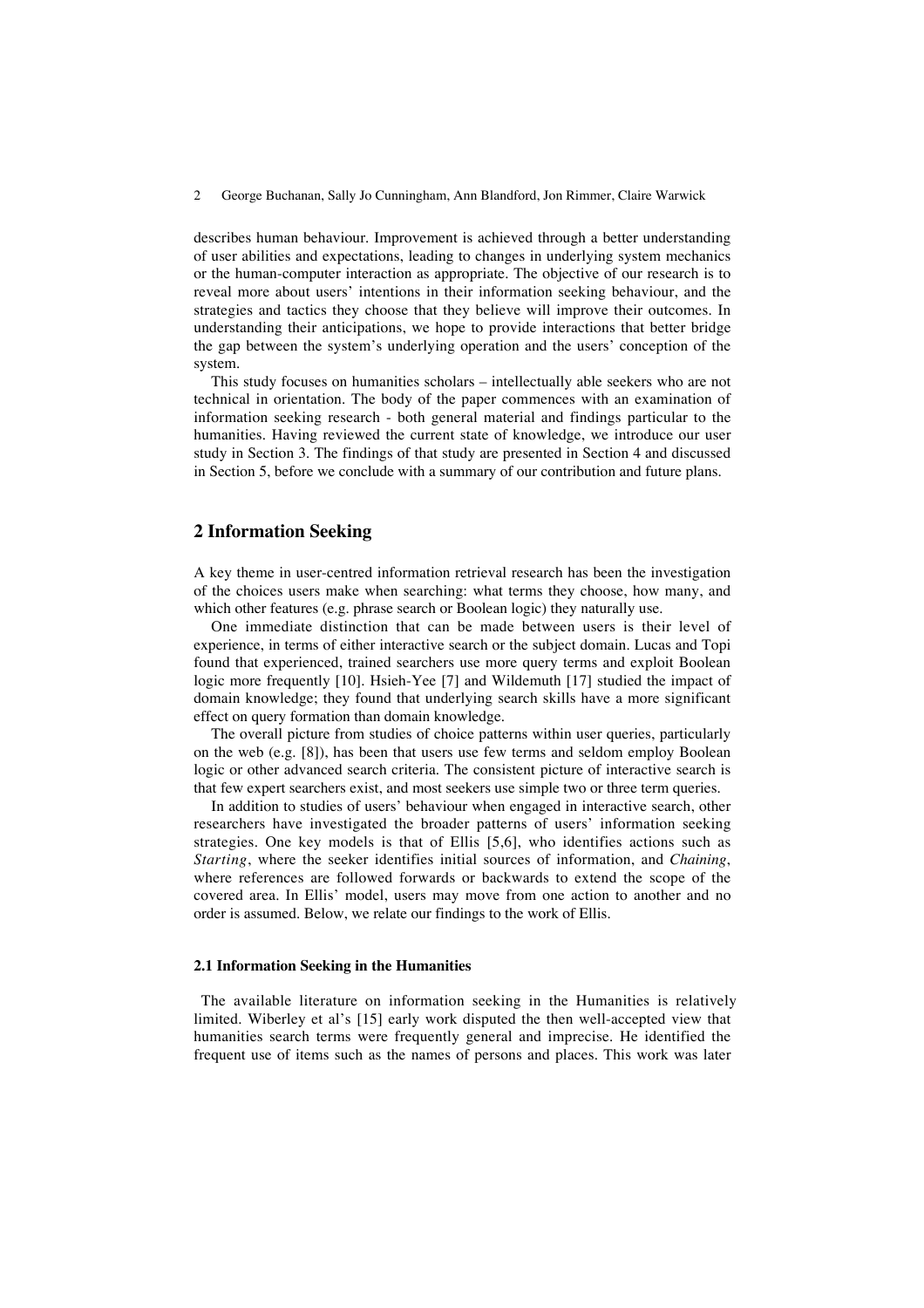describes human behaviour. Improvement is achieved through a better understanding of user abilities and expectations, leading to changes in underlying system mechanics or the human-computer interaction as appropriate. The objective of our research is to reveal more about users' intentions in their information seeking behaviour, and the strategies and tactics they choose that they believe will improve their outcomes. In understanding their anticipations, we hope to provide interactions that better bridge the gap between the system's underlying operation and the users' conception of the system.

This study focuses on humanities scholars – intellectually able seekers who are not technical in orientation. The body of the paper commences with an examination of information seeking research - both general material and findings particular to the humanities. Having reviewed the current state of knowledge, we introduce our user study in Section 3. The findings of that study are presented in Section 4 and discussed in Section 5, before we conclude with a summary of our contribution and future plans.

## 2 Information Seeking

A key theme in user-centred information retrieval research has been the investigation of the choices users make when searching: what terms they choose, how many, and which other features (e.g. phrase search or Boolean logic) they naturally use.

One immediate distinction that can be made between users is their level of experience, in terms of either interactive search or the subject domain. Lucas and Topi found that experienced, trained searchers use more query terms and exploit Boolean logic more frequently [10]. Hsieh-Yee [7] and Wildemuth [17] studied the impact of domain knowledge; they found that underlying search skills have a more significant effect on query formation than domain knowledge.

The overall picture from studies of choice patterns within user queries, particularly on the web (e.g. [8]), has been that users use few terms and seldom employ Boolean logic or other advanced search criteria. The consistent picture of interactive search is that few expert searchers exist, and most seekers use simple two or three term queries.

In addition to studies of users' behaviour when engaged in interactive search, other researchers have investigated the broader patterns of users' information seeking strategies. One key models is that of Ellis [5,6], who identifies actions such as *Starting*, where the seeker identifies initial sources of information, and *Chaining*, where references are followed forwards or backwards to extend the scope of the covered area. In Ellis' model, users may move from one action to another and no order is assumed. Below, we relate our findings to the work of Ellis.

### 2.1 Information Seeking in the Humanities

The available literature on information seeking in the Humanities is relatively limited. Wiberley et al's [15] early work disputed the then well-accepted view that humanities search terms were frequently general and imprecise. He identified the frequent use of items such as the names of persons and places. This work was later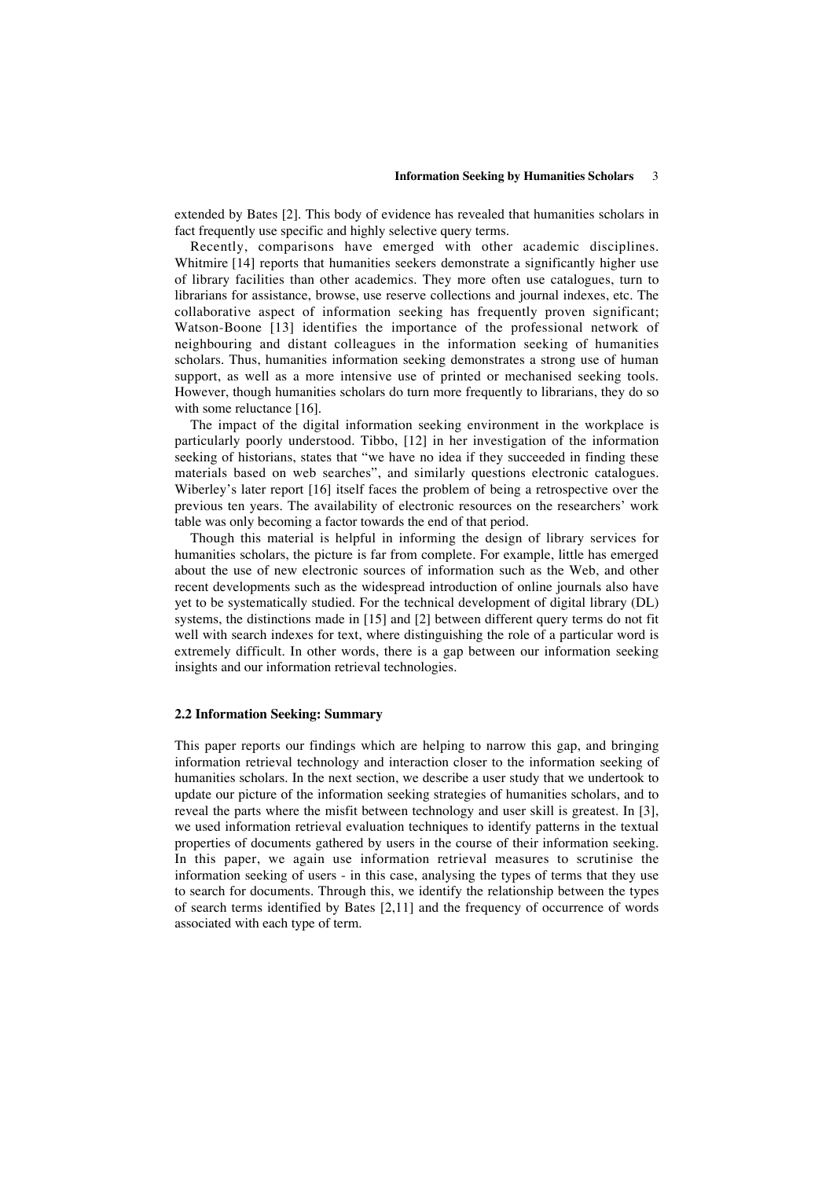extended by Bates [2]. This body of evidence has revealed that humanities scholars in fact frequently use specific and highly selective query terms.

Recently, comparisons have emerged with other academic disciplines. Whitmire [14] reports that humanities seekers demonstrate a significantly higher use of library facilities than other academics. They more often use catalogues, turn to librarians for assistance, browse, use reserve collections and journal indexes, etc. The collaborative aspect of information seeking has frequently proven significant; Watson-Boone [13] identifies the importance of the professional network of neighbouring and distant colleagues in the information seeking of humanities scholars. Thus, humanities information seeking demonstrates a strong use of human support, as well as a more intensive use of printed or mechanised seeking tools. However, though humanities scholars do turn more frequently to librarians, they do so with some reluctance [16].

The impact of the digital information seeking environment in the workplace is particularly poorly understood. Tibbo, [12] in her investigation of the information seeking of historians, states that "we have no idea if they succeeded in finding these materials based on web searches", and similarly questions electronic catalogues. Wiberley's later report [16] itself faces the problem of being a retrospective over the previous ten years. The availability of electronic resources on the researchers' work table was only becoming a factor towards the end of that period.

Though this material is helpful in informing the design of library services for humanities scholars, the picture is far from complete. For example, little has emerged about the use of new electronic sources of information such as the Web, and other recent developments such as the widespread introduction of online journals also have yet to be systematically studied. For the technical development of digital library (DL) systems, the distinctions made in [15] and [2] between different query terms do not fit well with search indexes for text, where distinguishing the role of a particular word is extremely difficult. In other words, there is a gap between our information seeking insights and our information retrieval technologies.

### 2.2 Information Seeking: Summary

This paper reports our findings which are helping to narrow this gap, and bringing information retrieval technology and interaction closer to the information seeking of humanities scholars. In the next section, we describe a user study that we undertook to update our picture of the information seeking strategies of humanities scholars, and to reveal the parts where the misfit between technology and user skill is greatest. In [3], we used information retrieval evaluation techniques to identify patterns in the textual properties of documents gathered by users in the course of their information seeking. In this paper, we again use information retrieval measures to scrutinise the information seeking of users - in this case, analysing the types of terms that they use to search for documents. Through this, we identify the relationship between the types of search terms identified by Bates [2,11] and the frequency of occurrence of words associated with each type of term.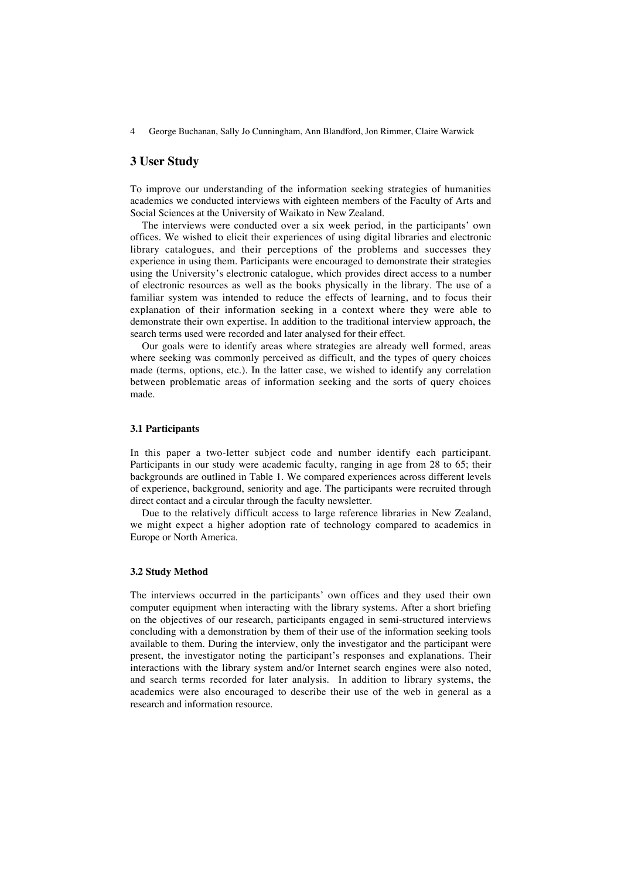## 3 User Study

To improve our understanding of the information seeking strategies of humanities academics we conducted interviews with eighteen members of the Faculty of Arts and Social Sciences at the University of Waikato in New Zealand.

The interviews were conducted over a six week period, in the participants' own offices. We wished to elicit their experiences of using digital libraries and electronic library catalogues, and their perceptions of the problems and successes they experience in using them. Participants were encouraged to demonstrate their strategies using the University's electronic catalogue, which provides direct access to a number of electronic resources as well as the books physically in the library. The use of a familiar system was intended to reduce the effects of learning, and to focus their explanation of their information seeking in a context where they were able to demonstrate their own expertise. In addition to the traditional interview approach, the search terms used were recorded and later analysed for their effect.

Our goals were to identify areas where strategies are already well formed, areas where seeking was commonly perceived as difficult, and the types of query choices made (terms, options, etc.). In the latter case, we wished to identify any correlation between problematic areas of information seeking and the sorts of query choices made.

### 3.1 Participants

In this paper a two-letter subject code and number identify each participant. Participants in our study were academic faculty, ranging in age from 28 to 65; their backgrounds are outlined in Table 1. We compared experiences across different levels of experience, background, seniority and age. The participants were recruited through direct contact and a circular through the faculty newsletter.

Due to the relatively difficult access to large reference libraries in New Zealand, we might expect a higher adoption rate of technology compared to academics in Europe or North America.

### 3.2 Study Method

The interviews occurred in the participants' own offices and they used their own computer equipment when interacting with the library systems. After a short briefing on the objectives of our research, participants engaged in semi-structured interviews concluding with a demonstration by them of their use of the information seeking tools available to them. During the interview, only the investigator and the participant were present, the investigator noting the participant's responses and explanations. Their interactions with the library system and/or Internet search engines were also noted, and search terms recorded for later analysis. In addition to library systems, the academics were also encouraged to describe their use of the web in general as a research and information resource.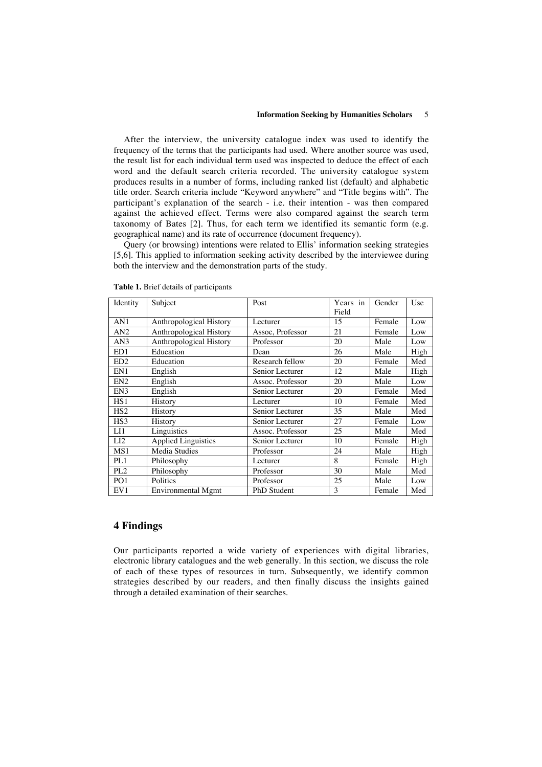After the interview, the university catalogue index was used to identify the frequency of the terms that the participants had used. Where another source was used, the result list for each individual term used was inspected to deduce the effect of each word and the default search criteria recorded. The university catalogue system produces results in a number of forms, including ranked list (default) and alphabetic title order. Search criteria include "Keyword anywhere" and "Title begins with". The participant's explanation of the search - i.e. their intention - was then compared against the achieved effect. Terms were also compared against the search term taxonomy of Bates [2]. Thus, for each term we identified its semantic form (e.g. geographical name) and its rate of occurrence (document frequency).

Query (or browsing) intentions were related to Ellis' information seeking strategies [5,6]. This applied to information seeking activity described by the interviewee during both the interview and the demonstration parts of the study.

**Table 1.** Brief details of participants

| Identity | Subject | Post | Years in Field | Gender | Use |
|---|---|---|---|---|---|
| AN1 | Anthropological History | Lecturer | 15 | Female | Low |
| AN2 | Anthropological History | Assoc, Professor | 21 | Female | Low |
| AN3 | Anthropological History | Professor | 20 | Male | Low |
| ED1 | Education | Dean | 26 | Male | High |
| ED2 | Education | Research fellow | 20 | Female | Med |
| EN1 | English | Senior Lecturer | 12 | Male | High |
| EN2 | English | Assoc. Professor | 20 | Male | Low |
| EN3 | English | Senior Lecturer | 20 | Female | Med |
| HS1 | History | Lecturer | 10 | Female | Med |
| HS2 | History | Senior Lecturer | 35 | Male | Med |
| HS3 | History | Senior Lecturer | 27 | Female | Low |
| LI1 | Linguistics | Assoc. Professor | 25 | Male | Med |
| LI2 | Applied Linguistics | Senior Lecturer | 10 | Female | High |
| MS1 | Media Studies | Professor | 24 | Male | High |
| PL1 | Philosophy | Lecturer | 8 | Female | High |
| PL2 | Philosophy | Professor | 30 | Male | Med |
| PO1 | Politics | Professor | 25 | Male | Low |
| EV1 | Environmental Mgmt | PhD Student | 3 | Female | Med |

## 4 Findings

Our participants reported a wide variety of experiences with digital libraries, electronic library catalogues and the web generally. In this section, we discuss the role of each of these types of resources in turn. Subsequently, we identify common strategies described by our readers, and then finally discuss the insights gained through a detailed examination of their searches.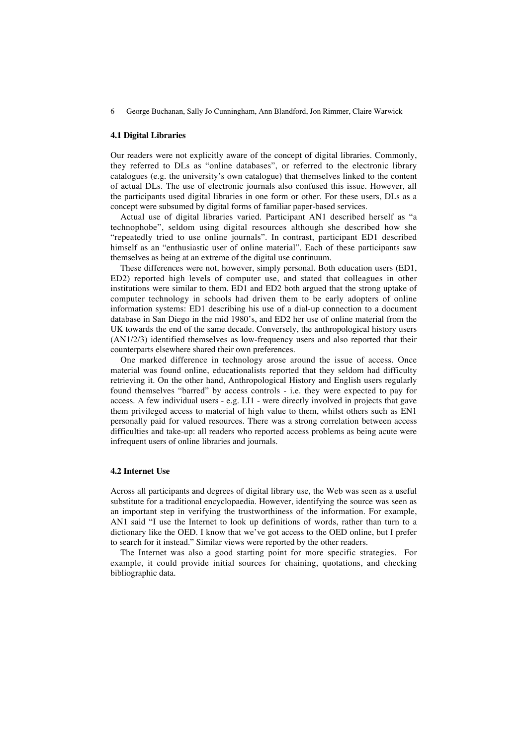### 4.1 Digital Libraries

Our readers were not explicitly aware of the concept of digital libraries. Commonly, they referred to DLs as "online databases", or referred to the electronic library catalogues (e.g. the university's own catalogue) that themselves linked to the content of actual DLs. The use of electronic journals also confused this issue. However, all the participants used digital libraries in one form or other. For these users, DLs as a concept were subsumed by digital forms of familiar paper-based services.

Actual use of digital libraries varied. Participant AN1 described herself as "a technophobe", seldom using digital resources although she described how she "repeatedly tried to use online journals". In contrast, participant ED1 described himself as an "enthusiastic user of online material". Each of these participants saw themselves as being at an extreme of the digital use continuum.

These differences were not, however, simply personal. Both education users (ED1, ED2) reported high levels of computer use, and stated that colleagues in other institutions were similar to them. ED1 and ED2 both argued that the strong uptake of computer technology in schools had driven them to be early adopters of online information systems: ED1 describing his use of a dial-up connection to a document database in San Diego in the mid 1980's, and ED2 her use of online material from the UK towards the end of the same decade. Conversely, the anthropological history users (AN1/2/3) identified themselves as low-frequency users and also reported that their counterparts elsewhere shared their own preferences.

One marked difference in technology arose around the issue of access. Once material was found online, educationalists reported that they seldom had difficulty retrieving it. On the other hand, Anthropological History and English users regularly found themselves "barred" by access controls - i.e. they were expected to pay for access. A few individual users - e.g. LI1 - were directly involved in projects that gave them privileged access to material of high value to them, whilst others such as EN1 personally paid for valued resources. There was a strong correlation between access difficulties and take-up: all readers who reported access problems as being acute were infrequent users of online libraries and journals.

### 4.2 Internet Use

Across all participants and degrees of digital library use, the Web was seen as a useful substitute for a traditional encyclopaedia. However, identifying the source was seen as an important step in verifying the trustworthiness of the information. For example, AN1 said "I use the Internet to look up definitions of words, rather than turn to a dictionary like the OED. I know that we've got access to the OED online, but I prefer to search for it instead." Similar views were reported by the other readers.

The Internet was also a good starting point for more specific strategies. For example, it could provide initial sources for chaining, quotations, and checking bibliographic data.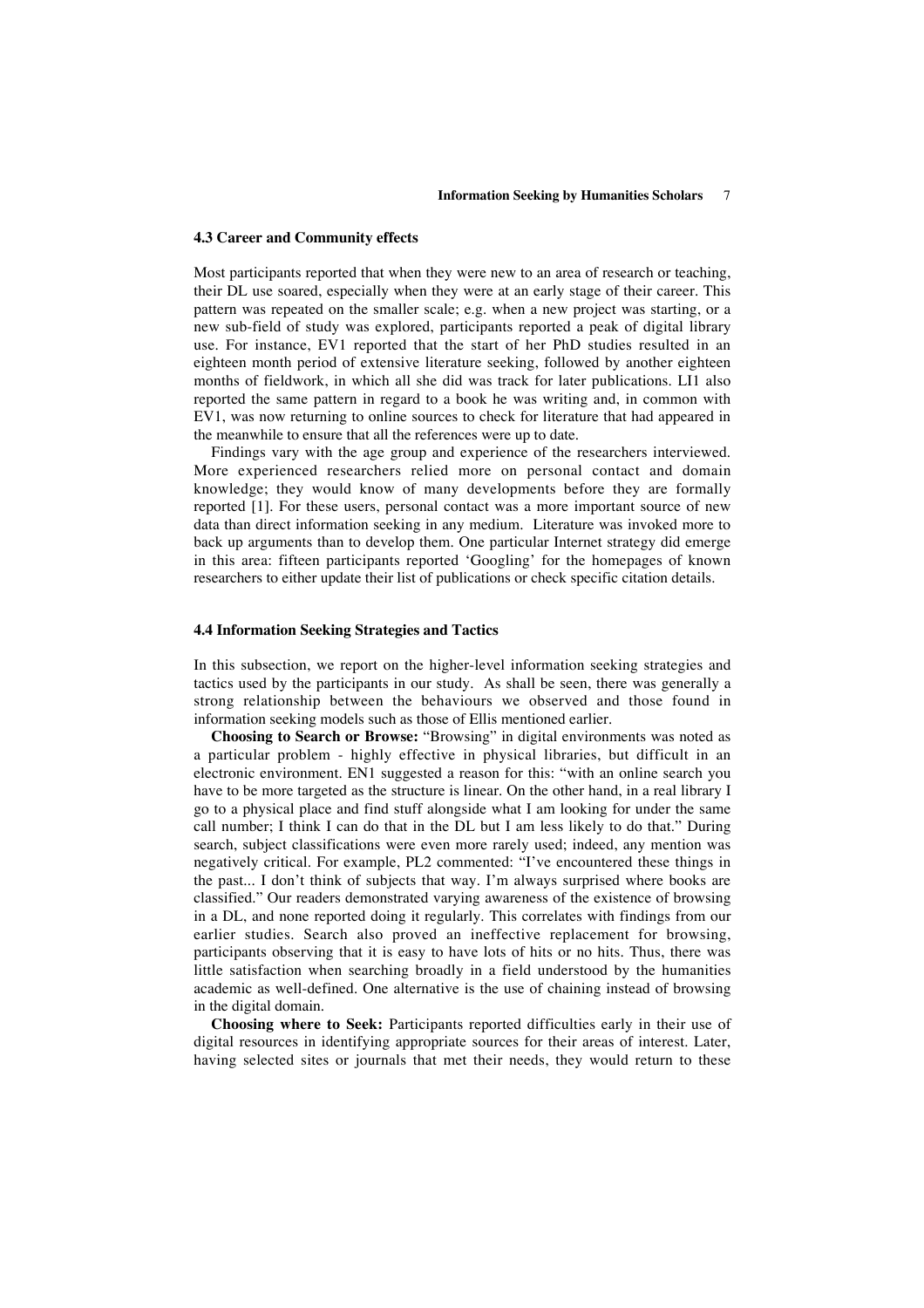### 4.3 Career and Community effects

Most participants reported that when they were new to an area of research or teaching, their DL use soared, especially when they were at an early stage of their career. This pattern was repeated on the smaller scale; e.g. when a new project was starting, or a new sub-field of study was explored, participants reported a peak of digital library use. For instance, EV1 reported that the start of her PhD studies resulted in an eighteen month period of extensive literature seeking, followed by another eighteen months of fieldwork, in which all she did was track for later publications. LI1 also reported the same pattern in regard to a book he was writing and, in common with EV1, was now returning to online sources to check for literature that had appeared in the meanwhile to ensure that all the references were up to date.

Findings vary with the age group and experience of the researchers interviewed. More experienced researchers relied more on personal contact and domain knowledge; they would know of many developments before they are formally reported [1]. For these users, personal contact was a more important source of new data than direct information seeking in any medium. Literature was invoked more to back up arguments than to develop them. One particular Internet strategy did emerge in this area: fifteen participants reported 'Googling' for the homepages of known researchers to either update their list of publications or check specific citation details.

### 4.4 Information Seeking Strategies and Tactics

In this subsection, we report on the higher-level information seeking strategies and tactics used by the participants in our study. As shall be seen, there was generally a strong relationship between the behaviours we observed and those found in information seeking models such as those of Ellis mentioned earlier.

**Choosing to Search or Browse:** "Browsing" in digital environments was noted as a particular problem - highly effective in physical libraries, but difficult in an electronic environment. EN1 suggested a reason for this: "with an online search you have to be more targeted as the structure is linear. On the other hand, in a real library I go to a physical place and find stuff alongside what I am looking for under the same call number; I think I can do that in the DL but I am less likely to do that." During search, subject classifications were even more rarely used; indeed, any mention was negatively critical. For example, PL2 commented: "I've encountered these things in the past... I don't think of subjects that way. I'm always surprised where books are classified." Our readers demonstrated varying awareness of the existence of browsing in a DL, and none reported doing it regularly. This correlates with findings from our earlier studies. Search also proved an ineffective replacement for browsing, participants observing that it is easy to have lots of hits or no hits. Thus, there was little satisfaction when searching broadly in a field understood by the humanities academic as well-defined. One alternative is the use of chaining instead of browsing in the digital domain.

**Choosing where to Seek:** Participants reported difficulties early in their use of digital resources in identifying appropriate sources for their areas of interest. Later, having selected sites or journals that met their needs, they would return to these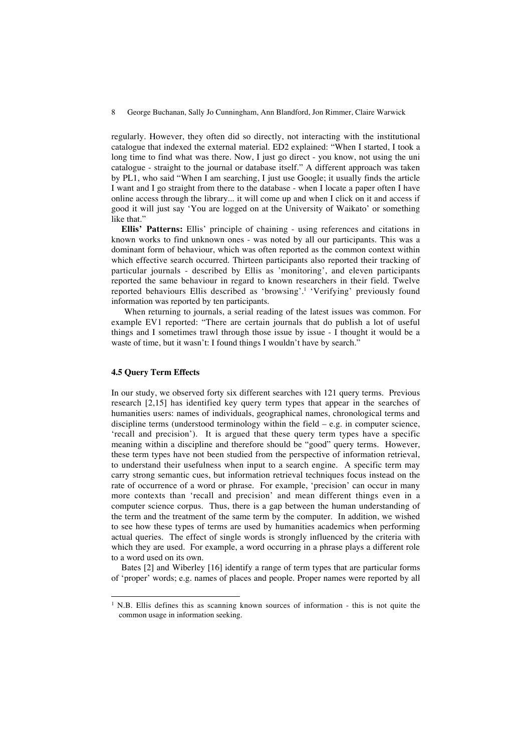regularly. However, they often did so directly, not interacting with the institutional catalogue that indexed the external material. ED2 explained: "When I started, I took a long time to find what was there. Now, I just go direct - you know, not using the uni catalogue - straight to the journal or database itself." A different approach was taken by PL1, who said "When I am searching, I just use Google; it usually finds the article I want and I go straight from there to the database - when I locate a paper often I have online access through the library... it will come up and when I click on it and access if good it will just say 'You are logged on at the University of Waikato' or something like that."

**Ellis' Patterns:** Ellis' principle of chaining - using references and citations in known works to find unknown ones - was noted by all our participants. This was a dominant form of behaviour, which was often reported as the common context within which effective search occurred. Thirteen participants also reported their tracking of particular journals - described by Ellis as 'monitoring', and eleven participants reported the same behaviour in regard to known researchers in their field. Twelve reported behaviours Ellis described as 'browsing'.[1] 'Verifying' previously found information was reported by ten participants.

When returning to journals, a serial reading of the latest issues was common. For example EV1 reported: "There are certain journals that do publish a lot of useful things and I sometimes trawl through those issue by issue - I thought it would be a waste of time, but it wasn't: I found things I wouldn't have by search."

### 4.5 Query Term Effects

In our study, we observed forty six different searches with 121 query terms. Previous research [2,15] has identified key query term types that appear in the searches of humanities users: names of individuals, geographical names, chronological terms and discipline terms (understood terminology within the field – e.g. in computer science, 'recall and precision'). It is argued that these query term types have a specific meaning within a discipline and therefore should be "good" query terms. However, these term types have not been studied from the perspective of information retrieval, to understand their usefulness when input to a search engine. A specific term may carry strong semantic cues, but information retrieval techniques focus instead on the rate of occurrence of a word or phrase. For example, 'precision' can occur in many more contexts than 'recall and precision' and mean different things even in a computer science corpus. Thus, there is a gap between the human understanding of the term and the treatment of the same term by the computer. In addition, we wished to see how these types of terms are used by humanities academics when performing actual queries. The effect of single words is strongly influenced by the criteria with which they are used. For example, a word occurring in a phrase plays a different role to a word used on its own.

Bates [2] and Wiberley [16] identify a range of term types that are particular forms of 'proper' words; e.g. names of places and people. Proper names were reported by all

---

[1] N.B. Ellis defines this as scanning known sources of information - this is not quite the common usage in information seeking.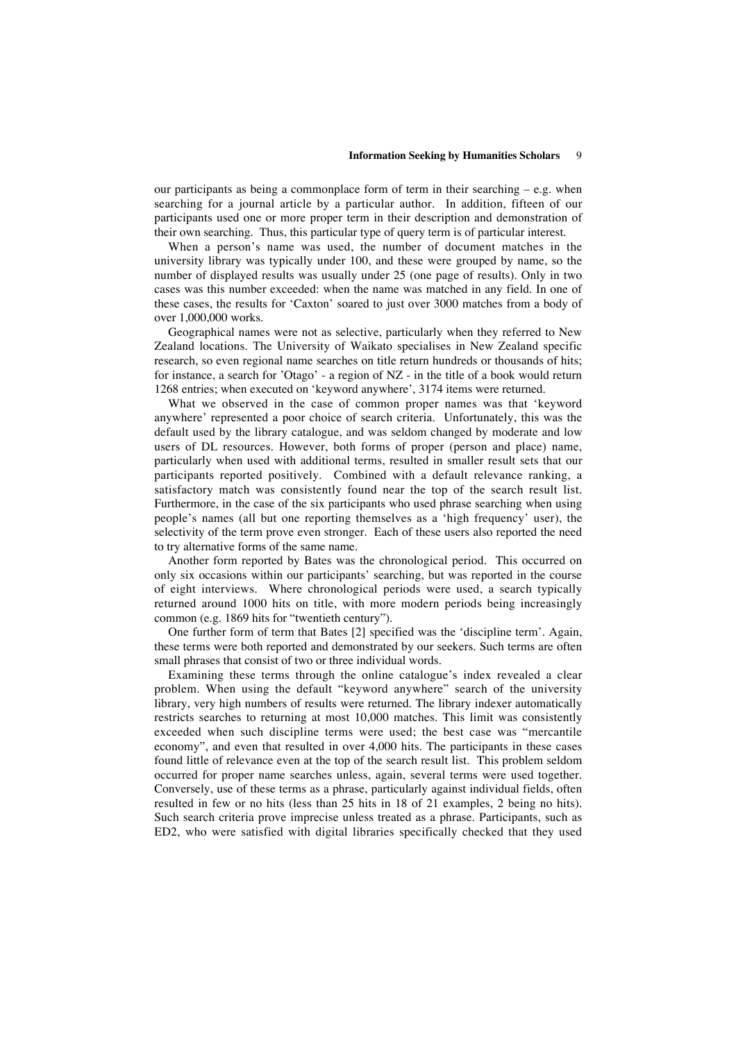our participants as being a commonplace form of term in their searching – e.g. when searching for a journal article by a particular author. In addition, fifteen of our participants used one or more proper term in their description and demonstration of their own searching. Thus, this particular type of query term is of particular interest.

When a person's name was used, the number of document matches in the university library was typically under 100, and these were grouped by name, so the number of displayed results was usually under 25 (one page of results). Only in two cases was this number exceeded: when the name was matched in any field. In one of these cases, the results for 'Caxton' soared to just over 3000 matches from a body of over 1,000,000 works.

Geographical names were not as selective, particularly when they referred to New Zealand locations. The University of Waikato specialises in New Zealand specific research, so even regional name searches on title return hundreds or thousands of hits; for instance, a search for 'Otago' - a region of NZ - in the title of a book would return 1268 entries; when executed on 'keyword anywhere', 3174 items were returned.

What we observed in the case of common proper names was that 'keyword anywhere' represented a poor choice of search criteria. Unfortunately, this was the default used by the library catalogue, and was seldom changed by moderate and low users of DL resources. However, both forms of proper (person and place) name, particularly when used with additional terms, resulted in smaller result sets that our participants reported positively. Combined with a default relevance ranking, a satisfactory match was consistently found near the top of the search result list. Furthermore, in the case of the six participants who used phrase searching when using people's names (all but one reporting themselves as a 'high frequency' user), the selectivity of the term prove even stronger. Each of these users also reported the need to try alternative forms of the same name.

Another form reported by Bates was the chronological period. This occurred on only six occasions within our participants' searching, but was reported in the course of eight interviews. Where chronological periods were used, a search typically returned around 1000 hits on title, with more modern periods being increasingly common (e.g. 1869 hits for "twentieth century").

One further form of term that Bates [2] specified was the 'discipline term'. Again, these terms were both reported and demonstrated by our seekers. Such terms are often small phrases that consist of two or three individual words.

Examining these terms through the online catalogue's index revealed a clear problem. When using the default "keyword anywhere" search of the university library, very high numbers of results were returned. The library indexer automatically restricts searches to returning at most 10,000 matches. This limit was consistently exceeded when such discipline terms were used; the best case was "mercantile economy", and even that resulted in over 4,000 hits. The participants in these cases found little of relevance even at the top of the search result list. This problem seldom occurred for proper name searches unless, again, several terms were used together. Conversely, use of these terms as a phrase, particularly against individual fields, often resulted in few or no hits (less than 25 hits in 18 of 21 examples, 2 being no hits). Such search criteria prove imprecise unless treated as a phrase. Participants, such as ED2, who were satisfied with digital libraries specifically checked that they used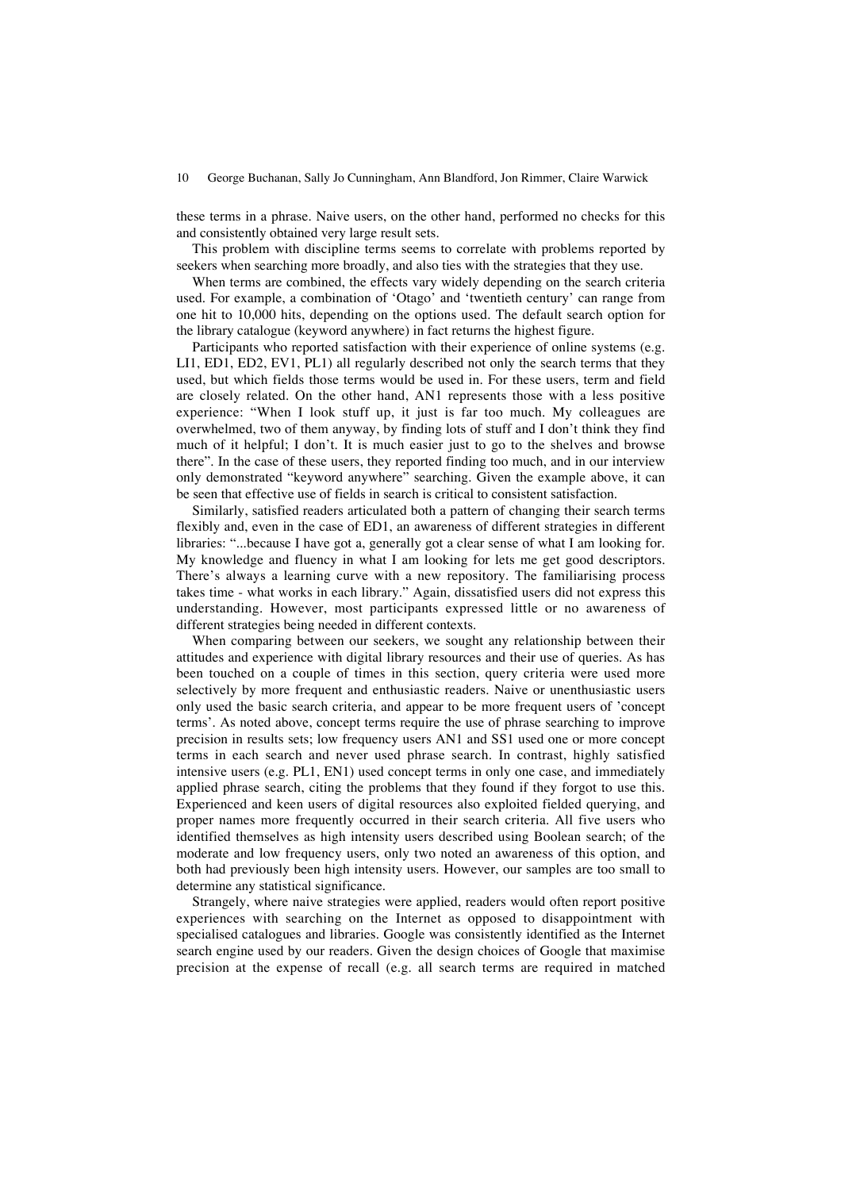these terms in a phrase. Naive users, on the other hand, performed no checks for this and consistently obtained very large result sets.

This problem with discipline terms seems to correlate with problems reported by seekers when searching more broadly, and also ties with the strategies that they use.

When terms are combined, the effects vary widely depending on the search criteria used. For example, a combination of 'Otago' and 'twentieth century' can range from one hit to 10,000 hits, depending on the options used. The default search option for the library catalogue (keyword anywhere) in fact returns the highest figure.

Participants who reported satisfaction with their experience of online systems (e.g. LI1, ED1, ED2, EV1, PL1) all regularly described not only the search terms that they used, but which fields those terms would be used in. For these users, term and field are closely related. On the other hand, AN1 represents those with a less positive experience: "When I look stuff up, it just is far too much. My colleagues are overwhelmed, two of them anyway, by finding lots of stuff and I don't think they find much of it helpful; I don't. It is much easier just to go to the shelves and browse there". In the case of these users, they reported finding too much, and in our interview only demonstrated "keyword anywhere" searching. Given the example above, it can be seen that effective use of fields in search is critical to consistent satisfaction.

Similarly, satisfied readers articulated both a pattern of changing their search terms flexibly and, even in the case of ED1, an awareness of different strategies in different libraries: "...because I have got a, generally got a clear sense of what I am looking for. My knowledge and fluency in what I am looking for lets me get good descriptors. There's always a learning curve with a new repository. The familiarising process takes time - what works in each library." Again, dissatisfied users did not express this understanding. However, most participants expressed little or no awareness of different strategies being needed in different contexts.

When comparing between our seekers, we sought any relationship between their attitudes and experience with digital library resources and their use of queries. As has been touched on a couple of times in this section, query criteria were used more selectively by more frequent and enthusiastic readers. Naive or unenthusiastic users only used the basic search criteria, and appear to be more frequent users of 'concept terms'. As noted above, concept terms require the use of phrase searching to improve precision in results sets; low frequency users AN1 and SS1 used one or more concept terms in each search and never used phrase search. In contrast, highly satisfied intensive users (e.g. PL1, EN1) used concept terms in only one case, and immediately applied phrase search, citing the problems that they found if they forgot to use this. Experienced and keen users of digital resources also exploited fielded querying, and proper names more frequently occurred in their search criteria. All five users who identified themselves as high intensity users described using Boolean search; of the moderate and low frequency users, only two noted an awareness of this option, and both had previously been high intensity users. However, our samples are too small to determine any statistical significance.

Strangely, where naive strategies were applied, readers would often report positive experiences with searching on the Internet as opposed to disappointment with specialised catalogues and libraries. Google was consistently identified as the Internet search engine used by our readers. Given the design choices of Google that maximise precision at the expense of recall (e.g. all search terms are required in matched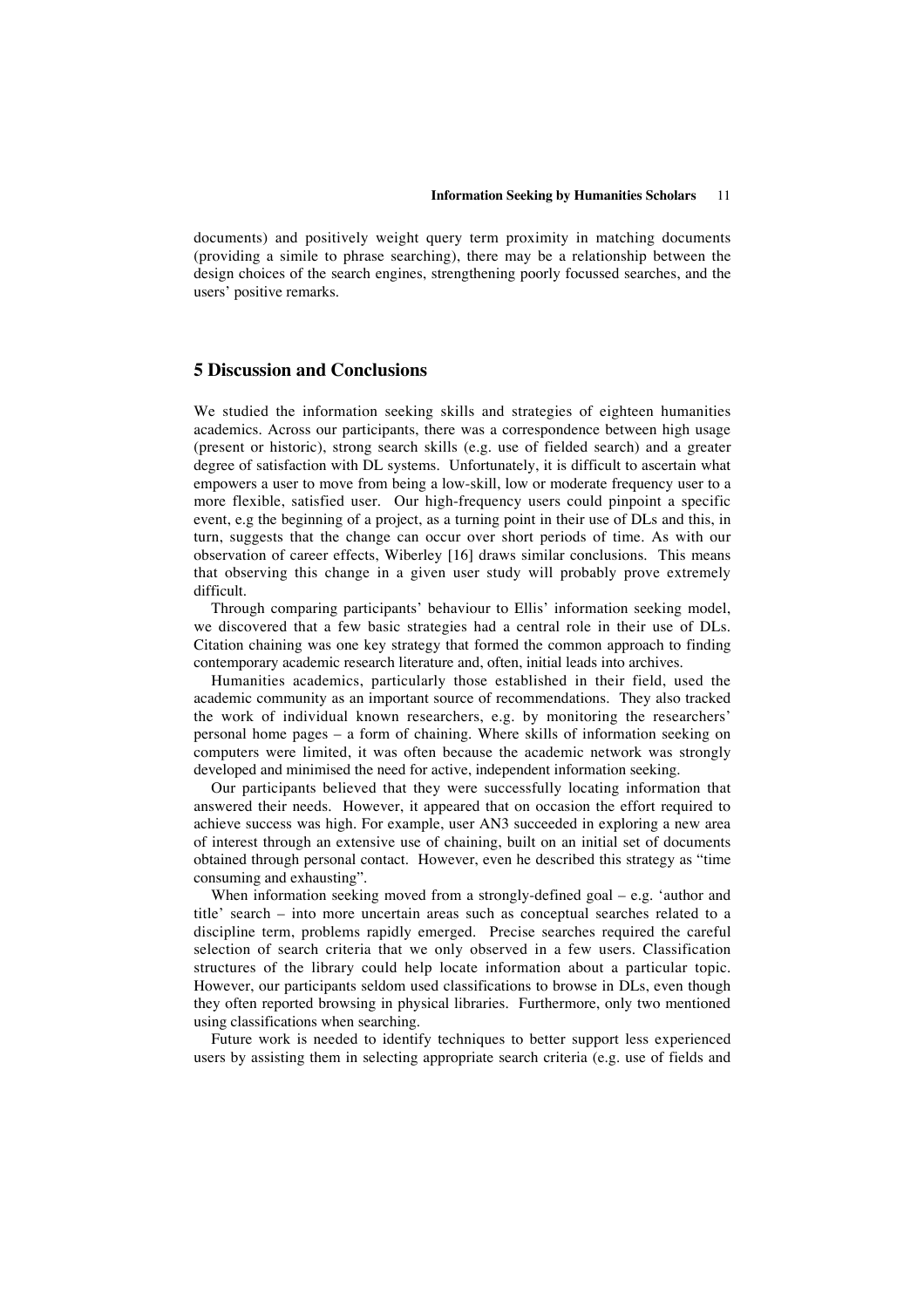documents) and positively weight query term proximity in matching documents (providing a simile to phrase searching), there may be a relationship between the design choices of the search engines, strengthening poorly focussed searches, and the users' positive remarks.

## 5 Discussion and Conclusions

We studied the information seeking skills and strategies of eighteen humanities academics. Across our participants, there was a correspondence between high usage (present or historic), strong search skills (e.g. use of fielded search) and a greater degree of satisfaction with DL systems. Unfortunately, it is difficult to ascertain what empowers a user to move from being a low-skill, low or moderate frequency user to a more flexible, satisfied user. Our high-frequency users could pinpoint a specific event, e.g the beginning of a project, as a turning point in their use of DLs and this, in turn, suggests that the change can occur over short periods of time. As with our observation of career effects, Wiberley [16] draws similar conclusions. This means that observing this change in a given user study will probably prove extremely difficult.

Through comparing participants' behaviour to Ellis' information seeking model, we discovered that a few basic strategies had a central role in their use of DLs. Citation chaining was one key strategy that formed the common approach to finding contemporary academic research literature and, often, initial leads into archives.

Humanities academics, particularly those established in their field, used the academic community as an important source of recommendations. They also tracked the work of individual known researchers, e.g. by monitoring the researchers' personal home pages – a form of chaining. Where skills of information seeking on computers were limited, it was often because the academic network was strongly developed and minimised the need for active, independent information seeking.

Our participants believed that they were successfully locating information that answered their needs. However, it appeared that on occasion the effort required to achieve success was high. For example, user AN3 succeeded in exploring a new area of interest through an extensive use of chaining, built on an initial set of documents obtained through personal contact. However, even he described this strategy as "time consuming and exhausting".

When information seeking moved from a strongly-defined goal – e.g. 'author and title' search – into more uncertain areas such as conceptual searches related to a discipline term, problems rapidly emerged. Precise searches required the careful selection of search criteria that we only observed in a few users. Classification structures of the library could help locate information about a particular topic. However, our participants seldom used classifications to browse in DLs, even though they often reported browsing in physical libraries. Furthermore, only two mentioned using classifications when searching.

Future work is needed to identify techniques to better support less experienced users by assisting them in selecting appropriate search criteria (e.g. use of fields and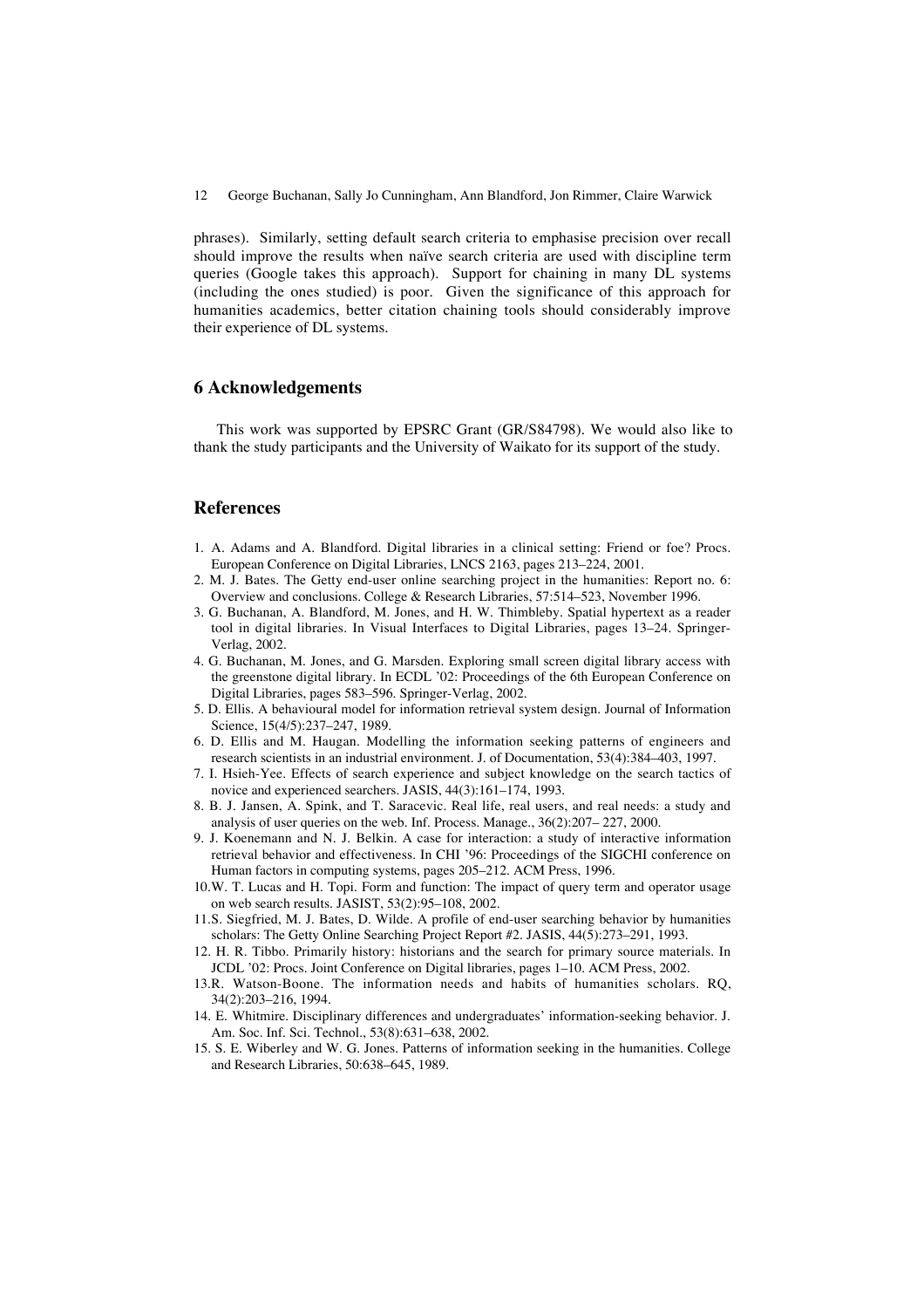phrases). Similarly, setting default search criteria to emphasise precision over recall should improve the results when naïve search criteria are used with discipline term queries (Google takes this approach). Support for chaining in many DL systems (including the ones studied) is poor. Given the significance of this approach for humanities academics, better citation chaining tools should considerably improve their experience of DL systems.

## 6 Acknowledgements

This work was supported by EPSRC Grant (GR/S84798). We would also like to thank the study participants and the University of Waikato for its support of the study.

## References

1. A. Adams and A. Blandford. Digital libraries in a clinical setting: Friend or foe? Procs. European Conference on Digital Libraries, LNCS 2163, pages 213–224, 2001.
2. M. J. Bates. The Getty end-user online searching project in the humanities: Report no. 6: Overview and conclusions. College & Research Libraries, 57:514–523, November 1996.
3. G. Buchanan, A. Blandford, M. Jones, and H. W. Thimbleby. Spatial hypertext as a reader tool in digital libraries. In Visual Interfaces to Digital Libraries, pages 13–24. Springer-Verlag, 2002.
4. G. Buchanan, M. Jones, and G. Marsden. Exploring small screen digital library access with the greenstone digital library. In ECDL '02: Proceedings of the 6th European Conference on Digital Libraries, pages 583–596. Springer-Verlag, 2002.
5. D. Ellis. A behavioural model for information retrieval system design. Journal of Information Science, 15(4/5):237–247, 1989.
6. D. Ellis and M. Haugan. Modelling the information seeking patterns of engineers and research scientists in an industrial environment. J. of Documentation, 53(4):384–403, 1997.
7. I. Hsieh-Yee. Effects of search experience and subject knowledge on the search tactics of novice and experienced searchers. JASIS, 44(3):161–174, 1993.
8. B. J. Jansen, A. Spink, and T. Saracevic. Real life, real users, and real needs: a study and analysis of user queries on the web. Inf. Process. Manage., 36(2):207– 227, 2000.
9. J. Koenemann and N. J. Belkin. A case for interaction: a study of interactive information retrieval behavior and effectiveness. In CHI '96: Proceedings of the SIGCHI conference on Human factors in computing systems, pages 205–212. ACM Press, 1996.
10. W. T. Lucas and H. Topi. Form and function: The impact of query term and operator usage on web search results. JASIST, 53(2):95–108, 2002.
11. S. Siegfried, M. J. Bates, D. Wilde. A profile of end-user searching behavior by humanities scholars: The Getty Online Searching Project Report #2. JASIS, 44(5):273–291, 1993.
12. H. R. Tibbo. Primarily history: historians and the search for primary source materials. In JCDL '02: Procs. Joint Conference on Digital libraries, pages 1–10. ACM Press, 2002.
13. R. Watson-Boone. The information needs and habits of humanities scholars. RQ, 34(2):203–216, 1994.
14. E. Whitmire. Disciplinary differences and undergraduates' information-seeking behavior. J. Am. Soc. Inf. Sci. Technol., 53(8):631–638, 2002.
15. S. E. Wiberley and W. G. Jones. Patterns of information seeking in the humanities. College and Research Libraries, 50:638–645, 1989.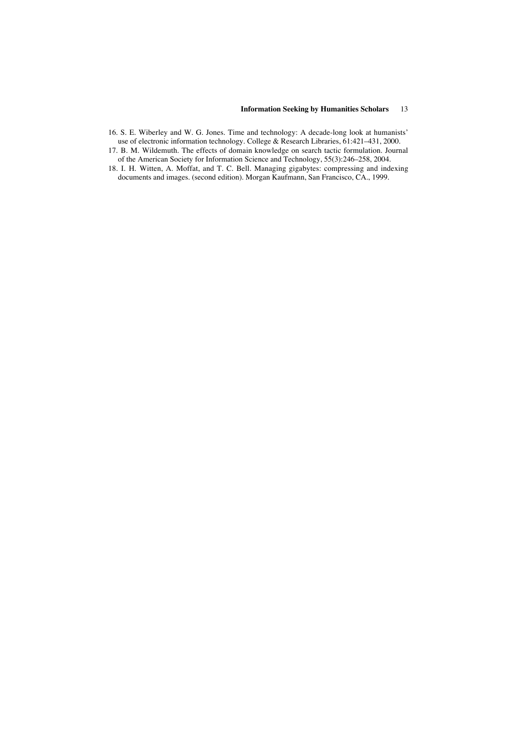16. S. E. Wiberley and W. G. Jones. Time and technology: A decade-long look at humanists' use of electronic information technology. College & Research Libraries, 61:421–431, 2000.
17. B. M. Wildemuth. The effects of domain knowledge on search tactic formulation. Journal of the American Society for Information Science and Technology, 55(3):246–258, 2004.
18. I. H. Witten, A. Moffat, and T. C. Bell. Managing gigabytes: compressing and indexing documents and images. (second edition). Morgan Kaufmann, San Francisco, CA., 1999.